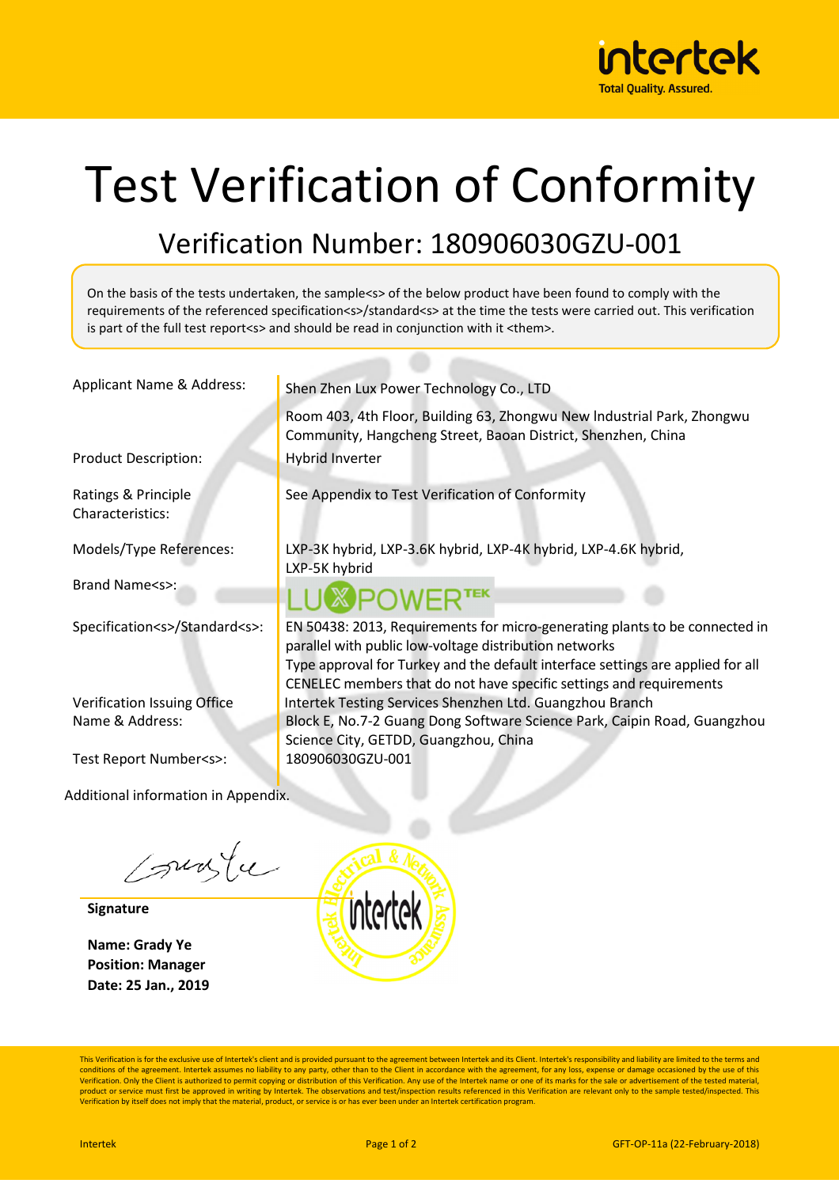# Test Verification of Conformity

## Verification Number: 180906030GZU-001

On the basis of the tests undertaken, the sample<s> of the below product have been found to comply with the requirements of the referenced specification<s>/standard<s> at the time the tests were carried out. This verification is part of the full test report<s> and should be read in conjunction with it <them>.

| | |
|---|---|
| Applicant Name & Address: | Shen Zhen Lux Power Technology Co., LTD<br>Room 403, 4th Floor, Building 63, Zhongwu New lndustrial Park, Zhongwu Community, Hangcheng Street, Baoan District, Shenzhen, China |
| Product Description: | Hybrid Inverter |
| Ratings & Principle Characteristics: | See Appendix to Test Verification of Conformity |
| Models/Type References: | LXP-3K hybrid, LXP-3.6K hybrid, LXP-4K hybrid, LXP-4.6K hybrid, LXP-5K hybrid |
| Brand Name<s>: | LUXPOWERTEK |
| Specification<s>/Standard<s>: | EN 50438: 2013, Requirements for micro-generating plants to be connected in parallel with public low-voltage distribution networks<br>Type approval for Turkey and the default interface settings are applied for all CENELEC members that do not have specific settings and requirements |
| Verification Issuing Office Name & Address: | Intertek Testing Services Shenzhen Ltd. Guangzhou Branch<br>Block E, No.7-2 Guang Dong Software Science Park, Caipin Road, Guangzhou Science City, GETDD, Guangzhou, China |
| Test Report Number<s>: | 180906030GZU-001 |

Additional information in Appendix.

**Signature**

**Name: Grady Ye**
**Position: Manager**
**Date: 25 Jan., 2019**

This Verification is for the exclusive use of Intertek's client and is provided pursuant to the agreement between Intertek and its Client. Intertek's responsibility and liability are limited to the terms and conditions of the agreement. Intertek assumes no liability to any party, other than to the Client in accordance with the agreement, for any loss, expense or damage occasioned by the use of this Verification. Only the Client is authorized to permit copying or distribution of this Verification. Any use of the Intertek name or one of its marks for the sale or advertisement of the tested material, product or service must first be approved in writing by Intertek. The observations and test/inspection results referenced in this Verification are relevant only to the sample tested/inspected. This Verification by itself does not imply that the material, product, or service is or has ever been under an Intertek certification program.

Intertek GFT-OP-11a (22-February-2018)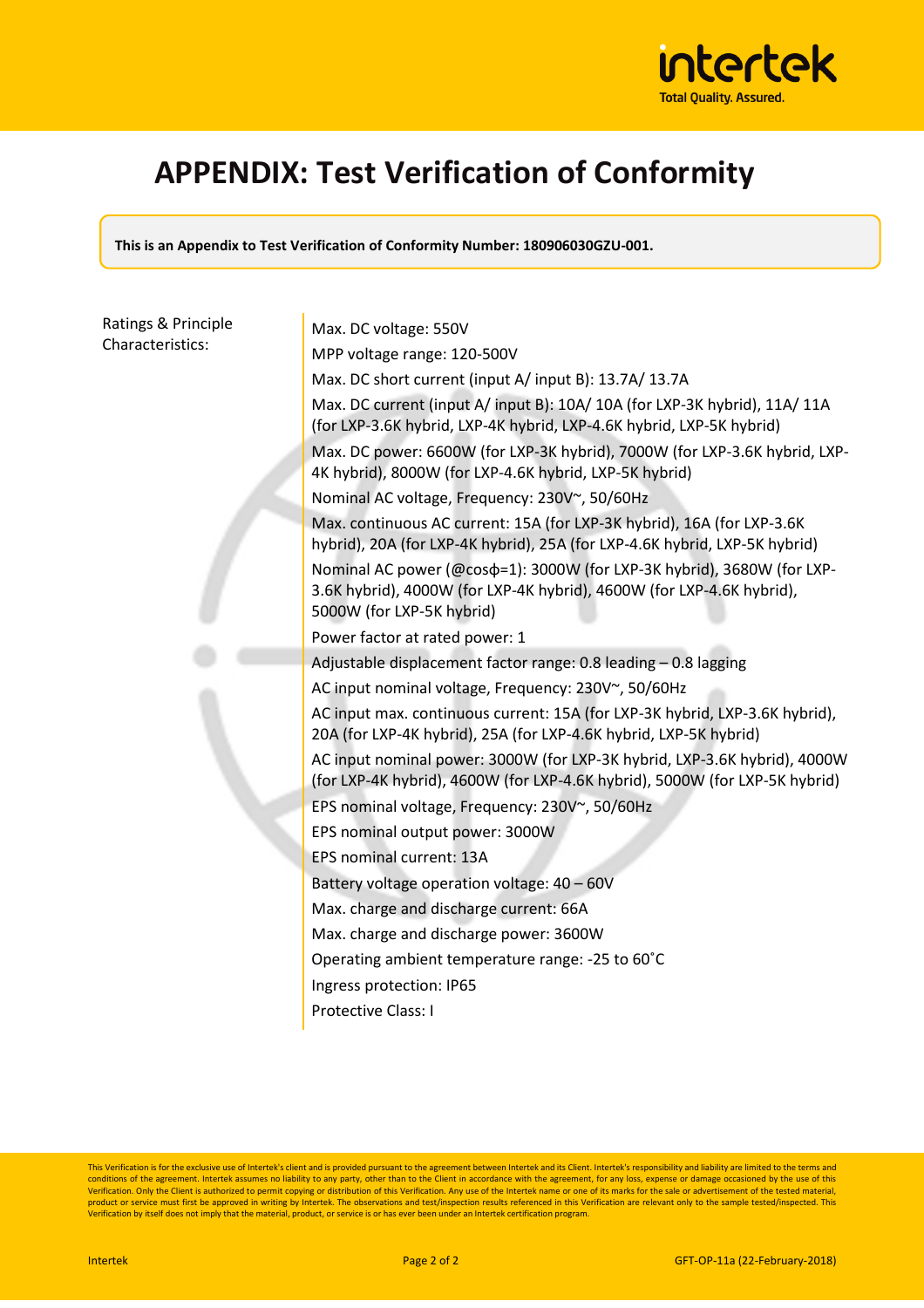# APPENDIX: Test Verification of Conformity

**This is an Appendix to Test Verification of Conformity Number: 180906030GZU-001.**

| | |
|---|---|
| Ratings & Principle Characteristics: | Max. DC voltage: 550V |
| | MPP voltage range: 120-500V |
| | Max. DC short current (input A/ input B): 13.7A/ 13.7A |
| | Max. DC current (input A/ input B): 10A/ 10A (for LXP-3K hybrid), 11A/ 11A (for LXP-3.6K hybrid, LXP-4K hybrid, LXP-4.6K hybrid, LXP-5K hybrid) |
| | Max. DC power: 6600W (for LXP-3K hybrid), 7000W (for LXP-3.6K hybrid, LXP-4K hybrid), 8000W (for LXP-4.6K hybrid, LXP-5K hybrid) |
| | Nominal AC voltage, Frequency: 230V~, 50/60Hz |
| | Max. continuous AC current: 15A (for LXP-3K hybrid), 16A (for LXP-3.6K hybrid), 20A (for LXP-4K hybrid), 25A (for LXP-4.6K hybrid, LXP-5K hybrid) |
| | Nominal AC power (@cosϕ=1): 3000W (for LXP-3K hybrid), 3680W (for LXP-3.6K hybrid), 4000W (for LXP-4K hybrid), 4600W (for LXP-4.6K hybrid), 5000W (for LXP-5K hybrid) |
| | Power factor at rated power: 1 |
| | Adjustable displacement factor range: 0.8 leading – 0.8 lagging |
| | AC input nominal voltage, Frequency: 230V~, 50/60Hz |
| | AC input max. continuous current: 15A (for LXP-3K hybrid, LXP-3.6K hybrid), 20A (for LXP-4K hybrid), 25A (for LXP-4.6K hybrid, LXP-5K hybrid) |
| | AC input nominal power: 3000W (for LXP-3K hybrid, LXP-3.6K hybrid), 4000W (for LXP-4K hybrid), 4600W (for LXP-4.6K hybrid), 5000W (for LXP-5K hybrid) |
| | EPS nominal voltage, Frequency: 230V~, 50/60Hz |
| | EPS nominal output power: 3000W |
| | EPS nominal current: 13A |
| | Battery voltage operation voltage: 40 – 60V |
| | Max. charge and discharge current: 66A |
| | Max. charge and discharge power: 3600W |
| | Operating ambient temperature range: -25 to 60˚C |
| | Ingress protection: IP65 |
| | Protective Class: I |

This Verification is for the exclusive use of Intertek's client and is provided pursuant to the agreement between Intertek and its Client. Intertek's responsibility and liability are limited to the terms and conditions of the agreement. Intertek assumes no liability to any party, other than to the Client in accordance with the agreement, for any loss, expense or damage occasioned by the use of this Verification. Only the Client is authorized to permit copying or distribution of this Verification. Any use of the Intertek name or one of its marks for the sale or advertisement of the tested material, product or service must first be approved in writing by Intertek. The observations and test/inspection results referenced in this Verification are relevant only to the sample tested/inspected. This Verification by itself does not imply that the material, product, or service is or has ever been under an Intertek certification program.

GFT-OP-11a (22-February-2018)